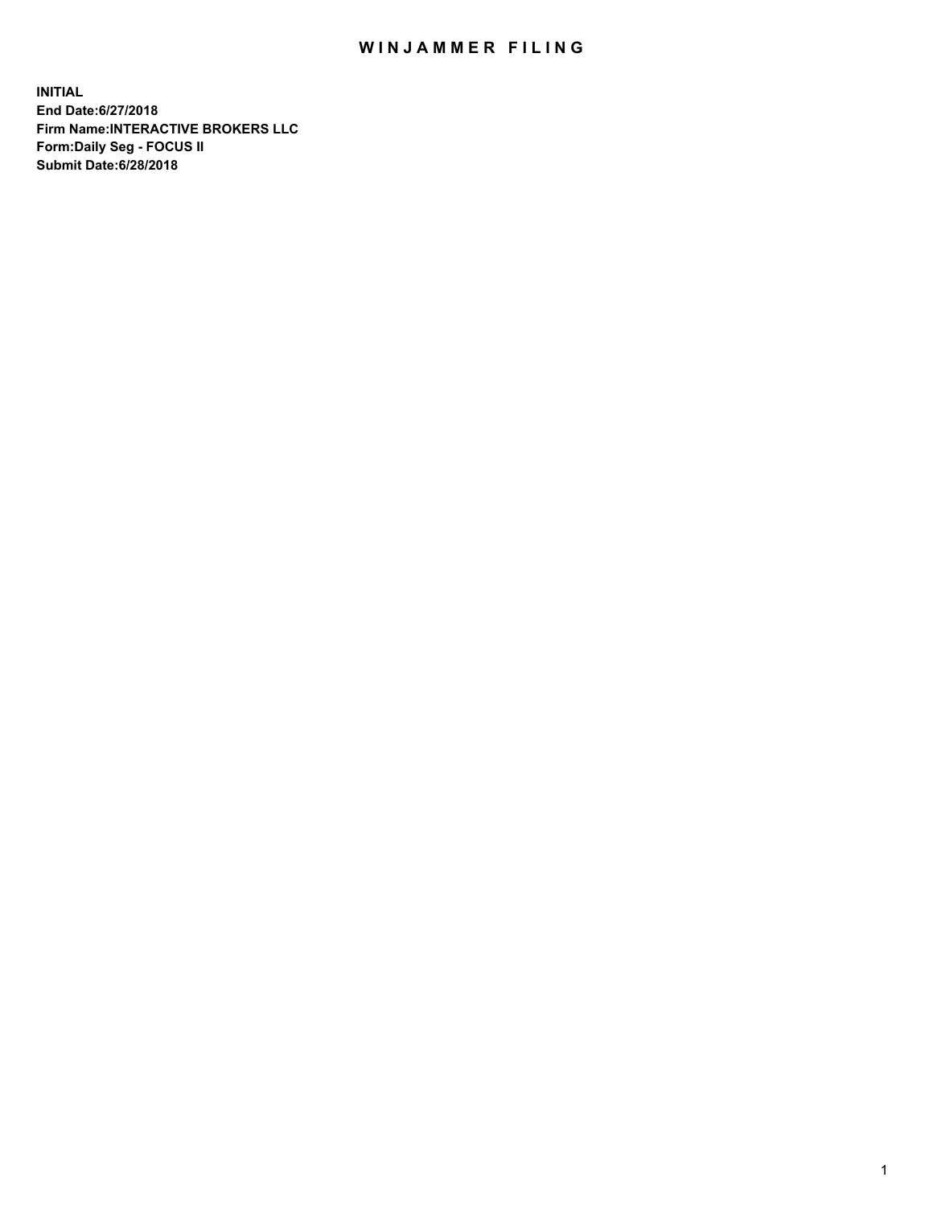# WINJAMMER FILING

**INITIAL**
**End Date:6/27/2018**
**Firm Name:INTERACTIVE BROKERS LLC**
**Form:Daily Seg - FOCUS II**
**Submit Date:6/28/2018**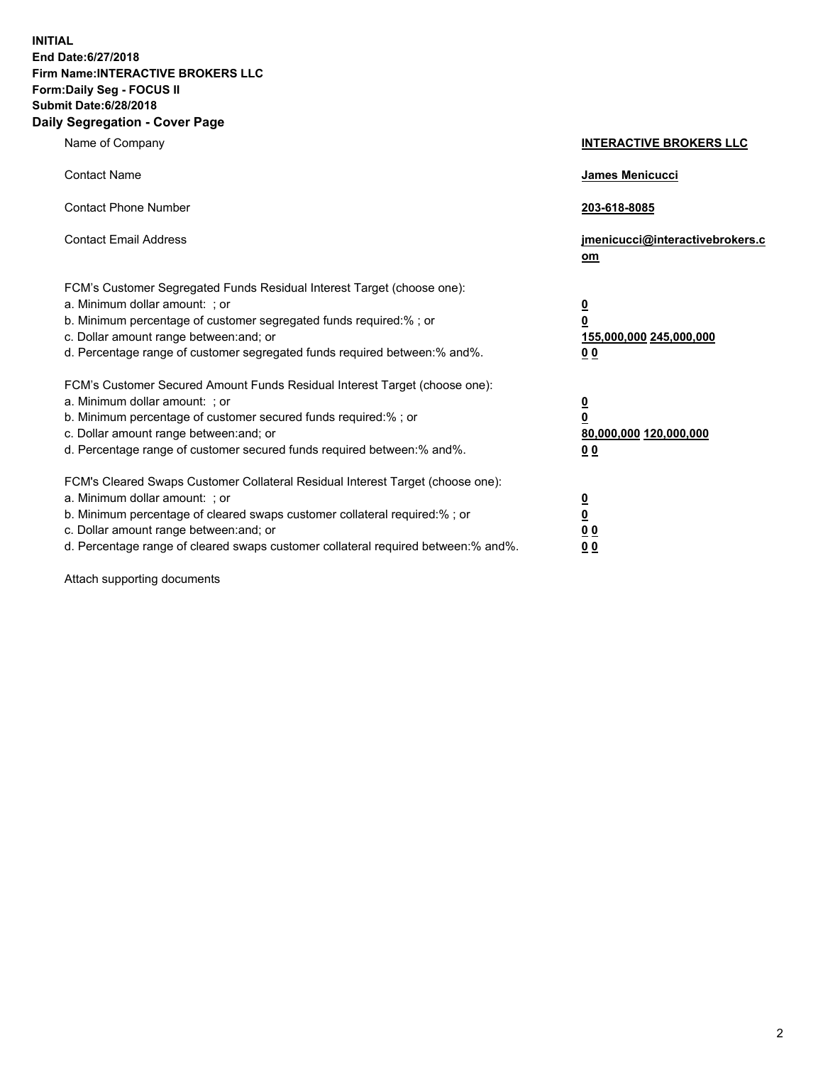**INITIAL**
**End Date:6/27/2018**
**Firm Name:INTERACTIVE BROKERS LLC**
**Form:Daily Seg - FOCUS II**
**Submit Date:6/28/2018**
**Daily Segregation - Cover Page**

| | |
|---|---|
| Name of Company | **INTERACTIVE BROKERS LLC** |
| Contact Name | **James Menicucci** |
| Contact Phone Number | **203-618-8085** |
| Contact Email Address | **jmenicucci@interactivebrokers.com** |
| FCM's Customer Segregated Funds Residual Interest Target (choose one): | |
| a. Minimum dollar amount: ; or | **0** |
| b. Minimum percentage of customer segregated funds required:% ; or | **0** |
| c. Dollar amount range between:and; or | **155,000,000 245,000,000** |
| d. Percentage range of customer segregated funds required between:% and%. | **0 0** |
| FCM's Customer Secured Amount Funds Residual Interest Target (choose one): | |
| a. Minimum dollar amount: ; or | **0** |
| b. Minimum percentage of customer secured funds required:% ; or | **0** |
| c. Dollar amount range between:and; or | **80,000,000 120,000,000** |
| d. Percentage range of customer secured funds required between:% and%. | **0 0** |
| FCM's Cleared Swaps Customer Collateral Residual Interest Target (choose one): | |
| a. Minimum dollar amount: ; or | **0** |
| b. Minimum percentage of cleared swaps customer collateral required:% ; or | **0** |
| c. Dollar amount range between:and; or | **0 0** |
| d. Percentage range of cleared swaps customer collateral required between:% and%. | **0 0** |

Attach supporting documents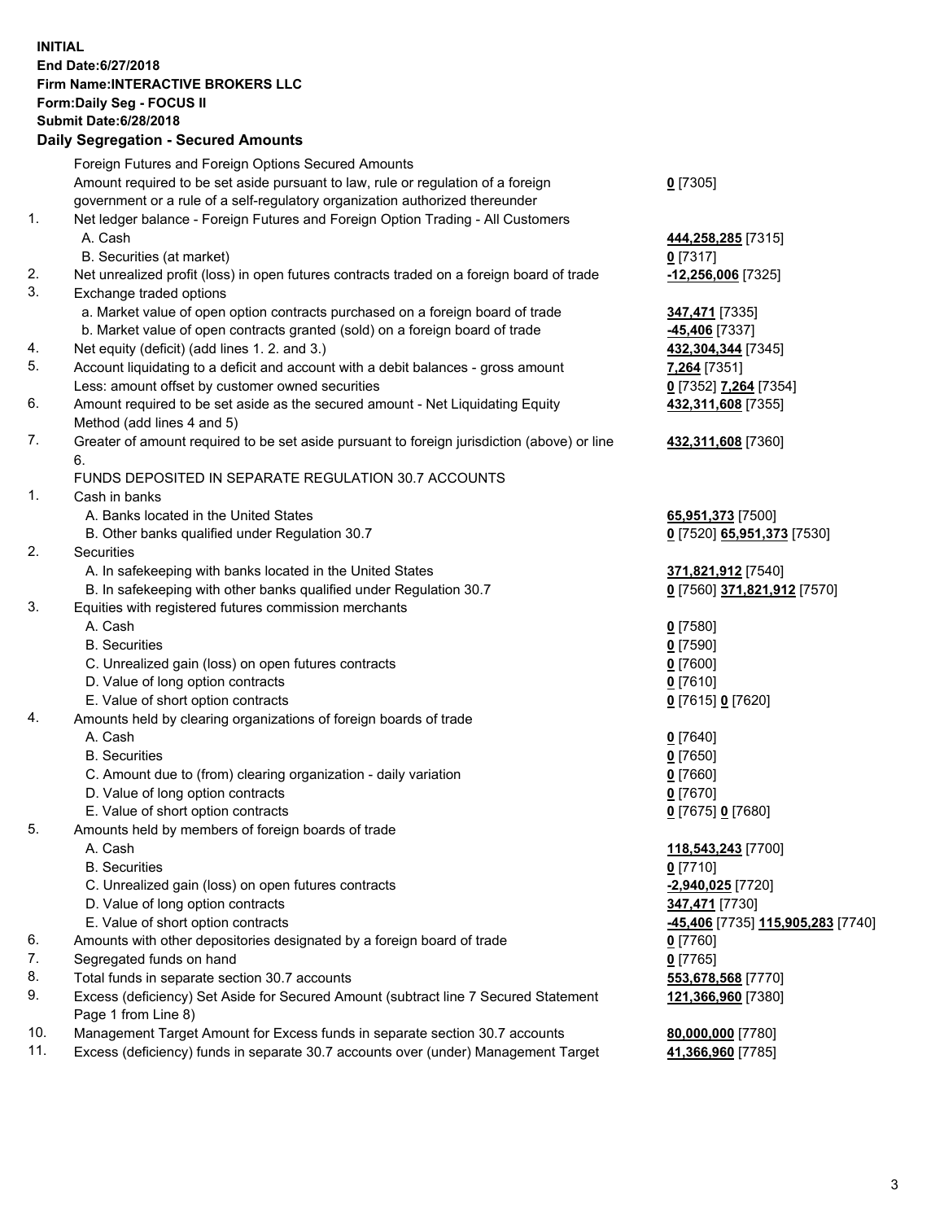**INITIAL**
**End Date:6/27/2018**
**Firm Name:INTERACTIVE BROKERS LLC**
**Form:Daily Seg - FOCUS II**
**Submit Date:6/28/2018**

## Daily Segregation - Secured Amounts

| | | |
|---|---|---|
| | Foreign Futures and Foreign Options Secured Amounts | |
| | Amount required to be set aside pursuant to law, rule or regulation of a foreign government or a rule of a self-regulatory organization authorized thereunder | **0** [7305] |
| 1. | Net ledger balance - Foreign Futures and Foreign Option Trading - All Customers | |
| | A. Cash | **444,258,285** [7315] |
| | B. Securities (at market) | **0** [7317] |
| 2. | Net unrealized profit (loss) in open futures contracts traded on a foreign board of trade | **-12,256,006** [7325] |
| 3. | Exchange traded options | |
| | a. Market value of open option contracts purchased on a foreign board of trade | **347,471** [7335] |
| | b. Market value of open contracts granted (sold) on a foreign board of trade | **-45,406** [7337] |
| 4. | Net equity (deficit) (add lines 1. 2. and 3.) | **432,304,344** [7345] |
| 5. | Account liquidating to a deficit and account with a debit balances - gross amount | **7,264** [7351] |
| | Less: amount offset by customer owned securities | **0** [7352] **7,264** [7354] |
| 6. | Amount required to be set aside as the secured amount - Net Liquidating Equity Method (add lines 4 and 5) | **432,311,608** [7355] |
| 7. | Greater of amount required to be set aside pursuant to foreign jurisdiction (above) or line 6. | **432,311,608** [7360] |
| | FUNDS DEPOSITED IN SEPARATE REGULATION 30.7 ACCOUNTS | |
| 1. | Cash in banks | |
| | A. Banks located in the United States | **65,951,373** [7500] |
| | B. Other banks qualified under Regulation 30.7 | **0** [7520] **65,951,373** [7530] |
| 2. | Securities | |
| | A. In safekeeping with banks located in the United States | **371,821,912** [7540] |
| | B. In safekeeping with other banks qualified under Regulation 30.7 | **0** [7560] **371,821,912** [7570] |
| 3. | Equities with registered futures commission merchants | |
| | A. Cash | **0** [7580] |
| | B. Securities | **0** [7590] |
| | C. Unrealized gain (loss) on open futures contracts | **0** [7600] |
| | D. Value of long option contracts | **0** [7610] |
| | E. Value of short option contracts | **0** [7615] **0** [7620] |
| 4. | Amounts held by clearing organizations of foreign boards of trade | |
| | A. Cash | **0** [7640] |
| | B. Securities | **0** [7650] |
| | C. Amount due to (from) clearing organization - daily variation | **0** [7660] |
| | D. Value of long option contracts | **0** [7670] |
| | E. Value of short option contracts | **0** [7675] **0** [7680] |
| 5. | Amounts held by members of foreign boards of trade | |
| | A. Cash | **118,543,243** [7700] |
| | B. Securities | **0** [7710] |
| | C. Unrealized gain (loss) on open futures contracts | **-2,940,025** [7720] |
| | D. Value of long option contracts | **347,471** [7730] |
| | E. Value of short option contracts | **-45,406** [7735] **115,905,283** [7740] |
| 6. | Amounts with other depositories designated by a foreign board of trade | **0** [7760] |
| 7. | Segregated funds on hand | **0** [7765] |
| 8. | Total funds in separate section 30.7 accounts | **553,678,568** [7770] |
| 9. | Excess (deficiency) Set Aside for Secured Amount (subtract line 7 Secured Statement Page 1 from Line 8) | **121,366,960** [7380] |
| 10. | Management Target Amount for Excess funds in separate section 30.7 accounts | **80,000,000** [7780] |
| 11. | Excess (deficiency) funds in separate 30.7 accounts over (under) Management Target | **41,366,960** [7785] |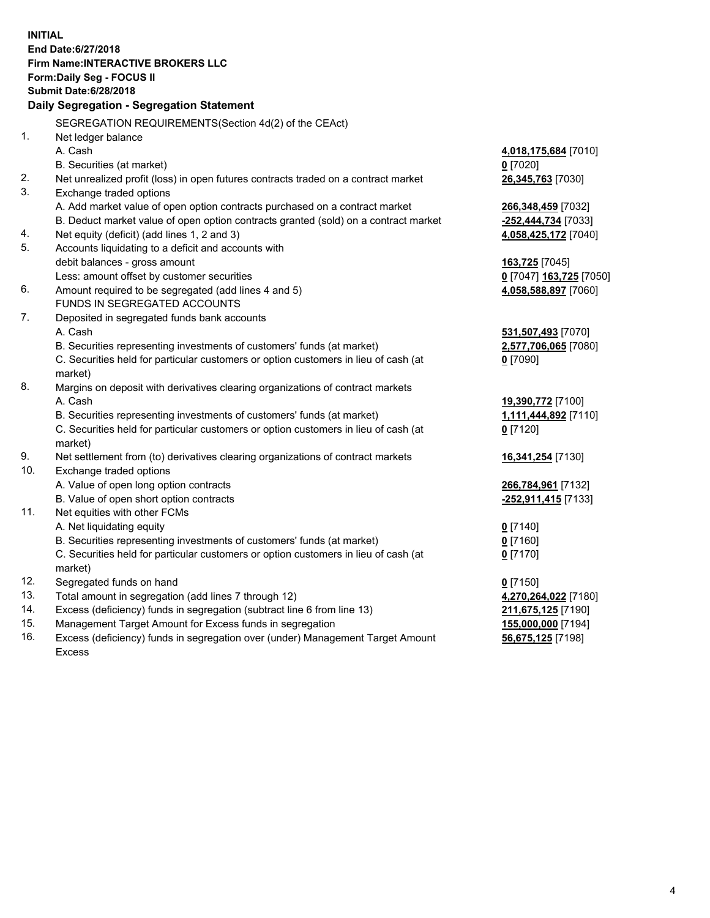**INITIAL**
**End Date:6/27/2018**
**Firm Name:INTERACTIVE BROKERS LLC**
**Form:Daily Seg - FOCUS II**
**Submit Date:6/28/2018**

### Daily Segregation - Segregation Statement

| | | |
|---|---|---|
| | SEGREGATION REQUIREMENTS(Section 4d(2) of the CEAct) | |
| 1. | Net ledger balance | |
| | A. Cash | **4,018,175,684** [7010] |
| | B. Securities (at market) | **0** [7020] |
| 2. | Net unrealized profit (loss) in open futures contracts traded on a contract market | **26,345,763** [7030] |
| 3. | Exchange traded options | |
| | A. Add market value of open option contracts purchased on a contract market | **266,348,459** [7032] |
| | B. Deduct market value of open option contracts granted (sold) on a contract market | **-252,444,734** [7033] |
| 4. | Net equity (deficit) (add lines 1, 2 and 3) | **4,058,425,172** [7040] |
| 5. | Accounts liquidating to a deficit and accounts with | |
| | debit balances - gross amount | **163,725** [7045] |
| | Less: amount offset by customer securities | **0** [7047] **163,725** [7050] |
| 6. | Amount required to be segregated (add lines 4 and 5) | **4,058,588,897** [7060] |
| | FUNDS IN SEGREGATED ACCOUNTS | |
| 7. | Deposited in segregated funds bank accounts | |
| | A. Cash | **531,507,493** [7070] |
| | B. Securities representing investments of customers' funds (at market) | **2,577,706,065** [7080] |
| | C. Securities held for particular customers or option customers in lieu of cash (at market) | **0** [7090] |
| 8. | Margins on deposit with derivatives clearing organizations of contract markets | |
| | A. Cash | **19,390,772** [7100] |
| | B. Securities representing investments of customers' funds (at market) | **1,111,444,892** [7110] |
| | C. Securities held for particular customers or option customers in lieu of cash (at market) | **0** [7120] |
| 9. | Net settlement from (to) derivatives clearing organizations of contract markets | **16,341,254** [7130] |
| 10. | Exchange traded options | |
| | A. Value of open long option contracts | **266,784,961** [7132] |
| | B. Value of open short option contracts | **-252,911,415** [7133] |
| 11. | Net equities with other FCMs | |
| | A. Net liquidating equity | **0** [7140] |
| | B. Securities representing investments of customers' funds (at market) | **0** [7160] |
| | C. Securities held for particular customers or option customers in lieu of cash (at market) | **0** [7170] |
| 12. | Segregated funds on hand | **0** [7150] |
| 13. | Total amount in segregation (add lines 7 through 12) | **4,270,264,022** [7180] |
| 14. | Excess (deficiency) funds in segregation (subtract line 6 from line 13) | **211,675,125** [7190] |
| 15. | Management Target Amount for Excess funds in segregation | **155,000,000** [7194] |
| 16. | Excess (deficiency) funds in segregation over (under) Management Target Amount Excess | **56,675,125** [7198] |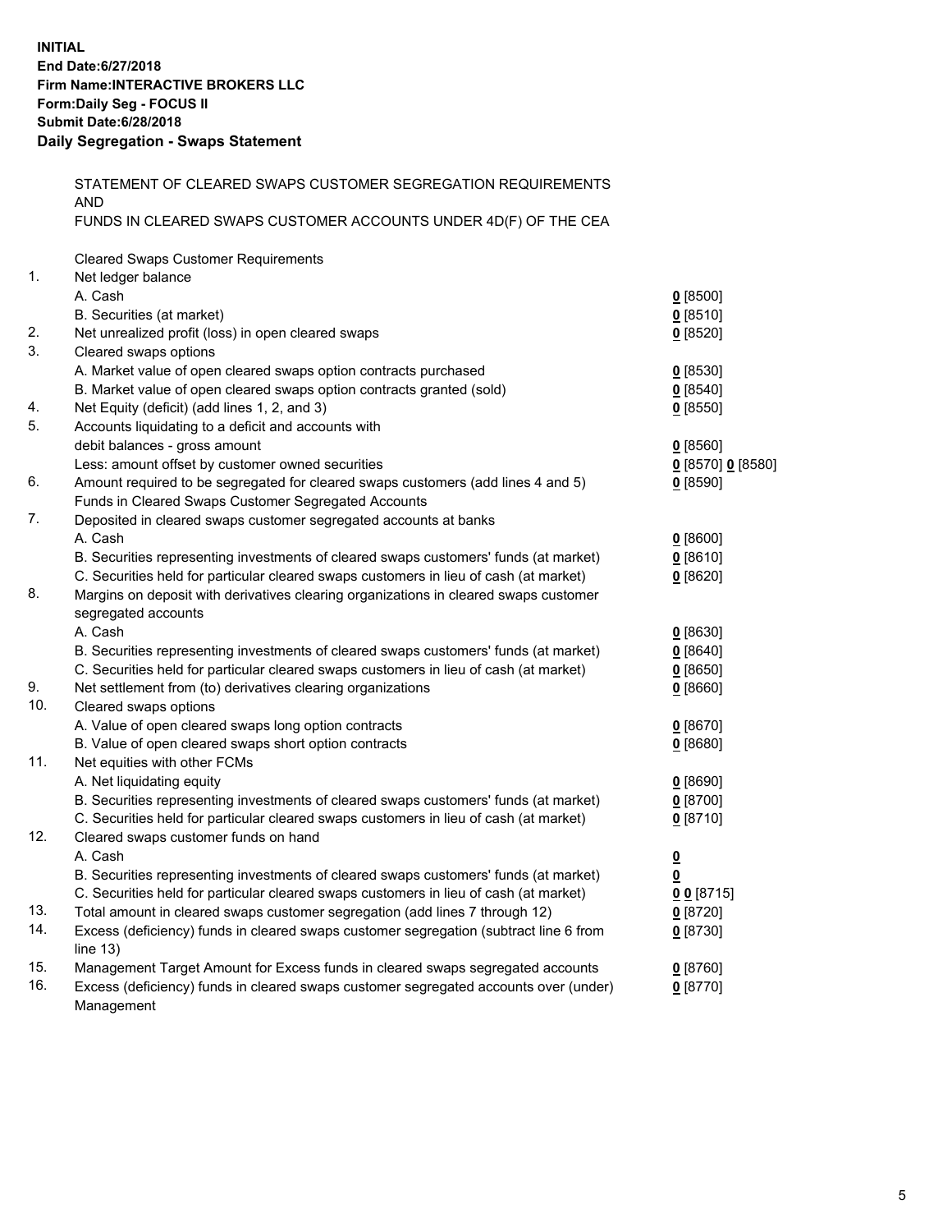**INITIAL**
**End Date:6/27/2018**
**Firm Name:INTERACTIVE BROKERS LLC**
**Form:Daily Seg - FOCUS II**
**Submit Date:6/28/2018**
**Daily Segregation - Swaps Statement**

STATEMENT OF CLEARED SWAPS CUSTOMER SEGREGATION REQUIREMENTS AND FUNDS IN CLEARED SWAPS CUSTOMER ACCOUNTS UNDER 4D(F) OF THE CEA

| | | |
|---|---|---|
| | Cleared Swaps Customer Requirements | |
| 1. | Net ledger balance | |
| | A. Cash | **0** [8500] |
| | B. Securities (at market) | **0** [8510] |
| 2. | Net unrealized profit (loss) in open cleared swaps | **0** [8520] |
| 3. | Cleared swaps options | |
| | A. Market value of open cleared swaps option contracts purchased | **0** [8530] |
| | B. Market value of open cleared swaps option contracts granted (sold) | **0** [8540] |
| 4. | Net Equity (deficit) (add lines 1, 2, and 3) | **0** [8550] |
| 5. | Accounts liquidating to a deficit and accounts with debit balances - gross amount | **0** [8560] |
| | Less: amount offset by customer owned securities | **0** [8570] **0** [8580] |
| 6. | Amount required to be segregated for cleared swaps customers (add lines 4 and 5) | **0** [8590] |
| | Funds in Cleared Swaps Customer Segregated Accounts | |
| 7. | Deposited in cleared swaps customer segregated accounts at banks | |
| | A. Cash | **0** [8600] |
| | B. Securities representing investments of cleared swaps customers' funds (at market) | **0** [8610] |
| | C. Securities held for particular cleared swaps customers in lieu of cash (at market) | **0** [8620] |
| 8. | Margins on deposit with derivatives clearing organizations in cleared swaps customer segregated accounts | |
| | A. Cash | **0** [8630] |
| | B. Securities representing investments of cleared swaps customers' funds (at market) | **0** [8640] |
| | C. Securities held for particular cleared swaps customers in lieu of cash (at market) | **0** [8650] |
| 9. | Net settlement from (to) derivatives clearing organizations | **0** [8660] |
| 10. | Cleared swaps options | |
| | A. Value of open cleared swaps long option contracts | **0** [8670] |
| | B. Value of open cleared swaps short option contracts | **0** [8680] |
| 11. | Net equities with other FCMs | |
| | A. Net liquidating equity | **0** [8690] |
| | B. Securities representing investments of cleared swaps customers' funds (at market) | **0** [8700] |
| | C. Securities held for particular cleared swaps customers in lieu of cash (at market) | **0** [8710] |
| 12. | Cleared swaps customer funds on hand | |
| | A. Cash | **0** |
| | B. Securities representing investments of cleared swaps customers' funds (at market) | **0** |
| | C. Securities held for particular cleared swaps customers in lieu of cash (at market) | **0** **0** [8715] |
| 13. | Total amount in cleared swaps customer segregation (add lines 7 through 12) | **0** [8720] |
| 14. | Excess (deficiency) funds in cleared swaps customer segregation (subtract line 6 from line 13) | **0** [8730] |
| 15. | Management Target Amount for Excess funds in cleared swaps segregated accounts | **0** [8760] |
| 16. | Excess (deficiency) funds in cleared swaps customer segregated accounts over (under) Management | **0** [8770] |